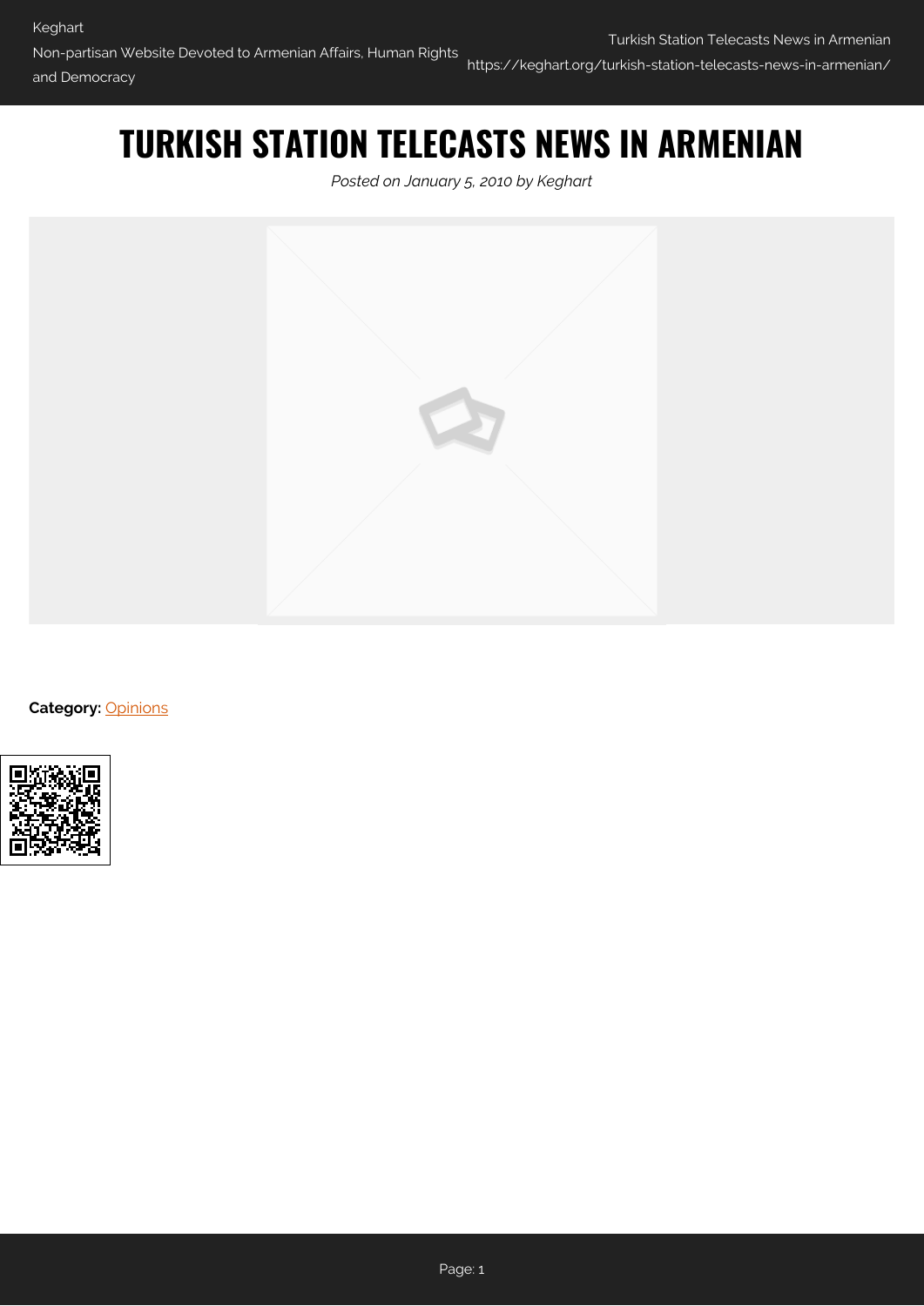# TURKISH STATION TELECASTS NEWS IN ARMENIAN

*Posted on January 5, 2010 by Keghart*

**Category:** Opinions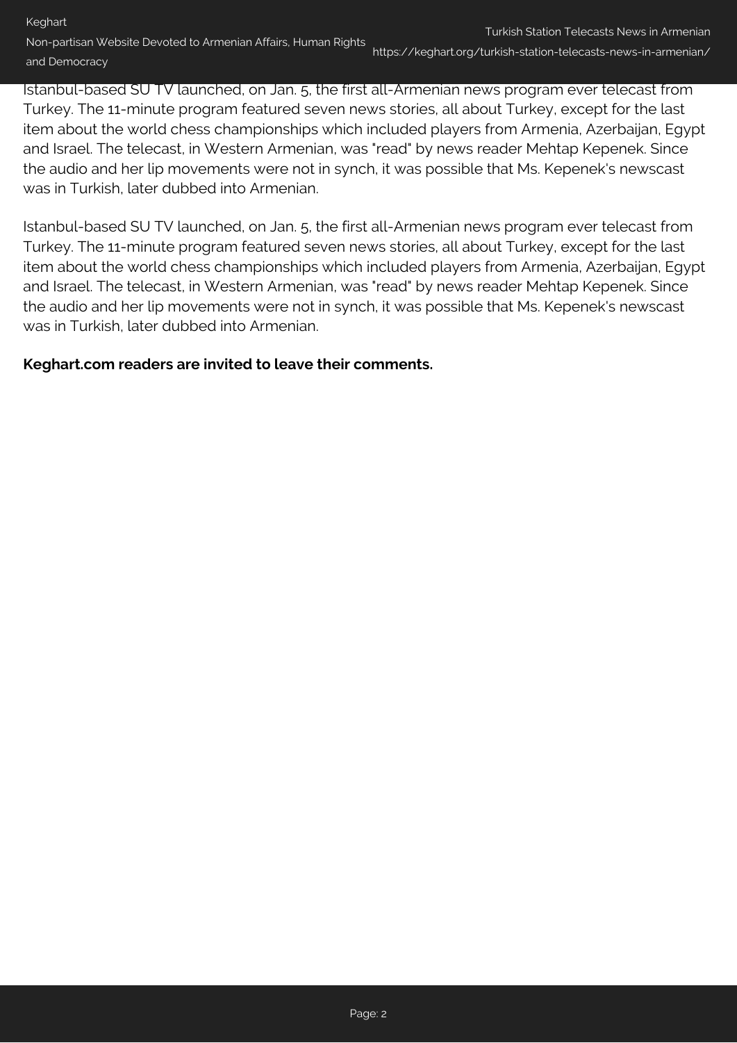Istanbul-based SU TV launched, on Jan. 5, the first all-Armenian news program ever telecast from Turkey. The 11-minute program featured seven news stories, all about Turkey, except for the last item about the world chess championships which included players from Armenia, Azerbaijan, Egypt and Israel. The telecast, in Western Armenian, was "read" by news reader Mehtap Kepenek. Since the audio and her lip movements were not in synch, it was possible that Ms. Kepenek's newscast was in Turkish, later dubbed into Armenian.

Istanbul-based SU TV launched, on Jan. 5, the first all-Armenian news program ever telecast from Turkey. The 11-minute program featured seven news stories, all about Turkey, except for the last item about the world chess championships which included players from Armenia, Azerbaijan, Egypt and Israel. The telecast, in Western Armenian, was "read" by news reader Mehtap Kepenek. Since the audio and her lip movements were not in synch, it was possible that Ms. Kepenek's newscast was in Turkish, later dubbed into Armenian.

**Keghart.com readers are invited to leave their comments.**